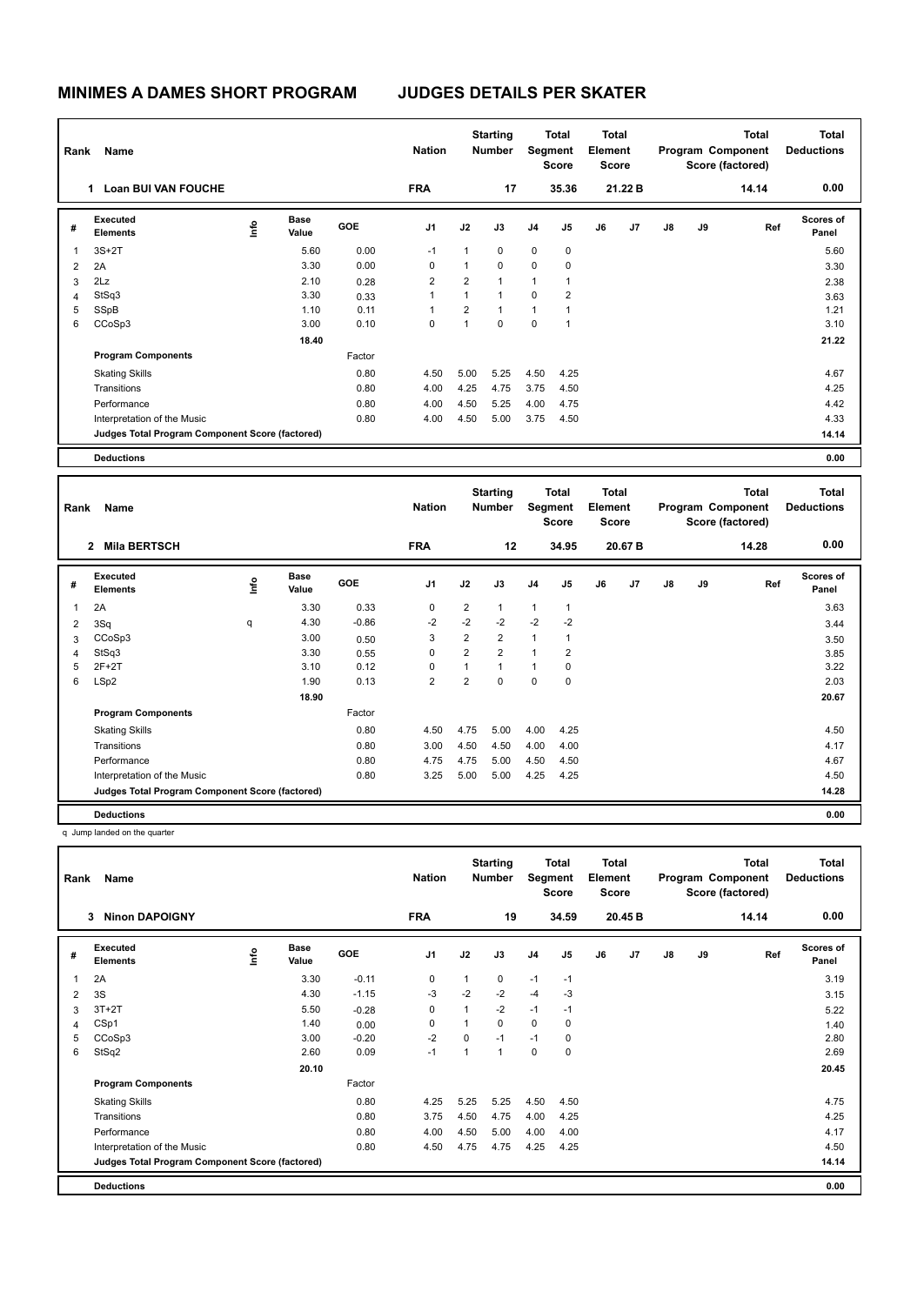# MINIMES A DAMES SHORT PROGRAM

## JUDGES DETAILS PER SKATER

| Rank | Name | Nation | Starting Number | Total Segment Score | Total Element Score | Total Program Component Score (factored) | Total Deductions |
|---|---|---|---|---|---|---|---|
| 1 | Loan BUI VAN FOUCHE | FRA | 17 | 35.36 | 21.22 B | 14.14 | 0.00 |

| # | Executed Elements | Info | Base Value | GOE | J1 | J2 | J3 | J4 | J5 | J6 | J7 | J8 | J9 | Ref | Scores of Panel |
|---|---|---|---|---|---|---|---|---|---|---|---|---|---|---|---|
| 1 | 3S+2T | | 5.60 | 0.00 | -1 | 1 | 0 | 0 | 0 | | | | | | 5.60 |
| 2 | 2A | | 3.30 | 0.00 | 0 | 1 | 0 | 0 | 0 | | | | | | 3.30 |
| 3 | 2Lz | | 2.10 | 0.28 | 2 | 2 | 1 | 1 | 1 | | | | | | 2.38 |
| 4 | StSq3 | | 3.30 | 0.33 | 1 | 1 | 1 | 0 | 2 | | | | | | 3.63 |
| 5 | SSpB | | 1.10 | 0.11 | 1 | 2 | 1 | 1 | 1 | | | | | | 1.21 |
| 6 | CCoSp3 | | 3.00 | 0.10 | 0 | 1 | 0 | 0 | 1 | | | | | | 3.10 |
| | | | 18.40 | | | | | | | | | | | | 21.22 |
| | **Program Components** | | | Factor | | | | | | | | | | | |
| | Skating Skills | | | 0.80 | 4.50 | 5.00 | 5.25 | 4.50 | 4.25 | | | | | | 4.67 |
| | Transitions | | | 0.80 | 4.00 | 4.25 | 4.75 | 3.75 | 4.50 | | | | | | 4.25 |
| | Performance | | | 0.80 | 4.00 | 4.50 | 5.25 | 4.00 | 4.75 | | | | | | 4.42 |
| | Interpretation of the Music | | | 0.80 | 4.00 | 4.50 | 5.00 | 3.75 | 4.50 | | | | | | 4.33 |
| | **Judges Total Program Component Score (factored)** | | | | | | | | | | | | | | 14.14 |
| | **Deductions** | | | | | | | | | | | | | | 0.00 |

| Rank | Name | Nation | Starting Number | Total Segment Score | Total Element Score | Total Program Component Score (factored) | Total Deductions |
|---|---|---|---|---|---|---|---|
| 2 | Mila BERTSCH | FRA | 12 | 34.95 | 20.67 B | 14.28 | 0.00 |

| # | Executed Elements | Info | Base Value | GOE | J1 | J2 | J3 | J4 | J5 | J6 | J7 | J8 | J9 | Ref | Scores of Panel |
|---|---|---|---|---|---|---|---|---|---|---|---|---|---|---|---|
| 1 | 2A | | 3.30 | 0.33 | 0 | 2 | 1 | 1 | 1 | | | | | | 3.63 |
| 2 | 3Sq | q | 4.30 | -0.86 | -2 | -2 | -2 | -2 | -2 | | | | | | 3.44 |
| 3 | CCoSp3 | | 3.00 | 0.50 | 3 | 2 | 2 | 1 | 1 | | | | | | 3.50 |
| 4 | StSq3 | | 3.30 | 0.55 | 0 | 2 | 2 | 1 | 2 | | | | | | 3.85 |
| 5 | 2F+2T | | 3.10 | 0.12 | 0 | 1 | 1 | 1 | 0 | | | | | | 3.22 |
| 6 | LSp2 | | 1.90 | 0.13 | 2 | 2 | 0 | 0 | 0 | | | | | | 2.03 |
| | | | 18.90 | | | | | | | | | | | | 20.67 |
| | **Program Components** | | | Factor | | | | | | | | | | | |
| | Skating Skills | | | 0.80 | 4.50 | 4.75 | 5.00 | 4.00 | 4.25 | | | | | | 4.50 |
| | Transitions | | | 0.80 | 3.00 | 4.50 | 4.50 | 4.00 | 4.00 | | | | | | 4.17 |
| | Performance | | | 0.80 | 4.75 | 4.75 | 5.00 | 4.50 | 4.50 | | | | | | 4.67 |
| | Interpretation of the Music | | | 0.80 | 3.25 | 5.00 | 5.00 | 4.25 | 4.25 | | | | | | 4.50 |
| | **Judges Total Program Component Score (factored)** | | | | | | | | | | | | | | 14.28 |
| | **Deductions** | | | | | | | | | | | | | | 0.00 |

q Jump landed on the quarter

| Rank | Name | Nation | Starting Number | Total Segment Score | Total Element Score | Total Program Component Score (factored) | Total Deductions |
|---|---|---|---|---|---|---|---|
| 3 | Ninon DAPOIGNY | FRA | 19 | 34.59 | 20.45 B | 14.14 | 0.00 |

| # | Executed Elements | Info | Base Value | GOE | J1 | J2 | J3 | J4 | J5 | J6 | J7 | J8 | J9 | Ref | Scores of Panel |
|---|---|---|---|---|---|---|---|---|---|---|---|---|---|---|---|
| 1 | 2A | | 3.30 | -0.11 | 0 | 1 | 0 | -1 | -1 | | | | | | 3.19 |
| 2 | 3S | | 4.30 | -1.15 | -3 | -2 | -2 | -4 | -3 | | | | | | 3.15 |
| 3 | 3T+2T | | 5.50 | -0.28 | 0 | 1 | -2 | -1 | -1 | | | | | | 5.22 |
| 4 | CSp1 | | 1.40 | 0.00 | 0 | 1 | 0 | 0 | 0 | | | | | | 1.40 |
| 5 | CCoSp3 | | 3.00 | -0.20 | -2 | 0 | -1 | -1 | 0 | | | | | | 2.80 |
| 6 | StSq2 | | 2.60 | 0.09 | -1 | 1 | 1 | 0 | 0 | | | | | | 2.69 |
| | | | 20.10 | | | | | | | | | | | | 20.45 |
| | **Program Components** | | | Factor | | | | | | | | | | | |
| | Skating Skills | | | 0.80 | 4.25 | 5.25 | 5.25 | 4.50 | 4.50 | | | | | | 4.75 |
| | Transitions | | | 0.80 | 3.75 | 4.50 | 4.75 | 4.00 | 4.25 | | | | | | 4.25 |
| | Performance | | | 0.80 | 4.00 | 4.50 | 5.00 | 4.00 | 4.00 | | | | | | 4.17 |
| | Interpretation of the Music | | | 0.80 | 4.50 | 4.75 | 4.75 | 4.25 | 4.25 | | | | | | 4.50 |
| | **Judges Total Program Component Score (factored)** | | | | | | | | | | | | | | 14.14 |
| | **Deductions** | | | | | | | | | | | | | | 0.00 |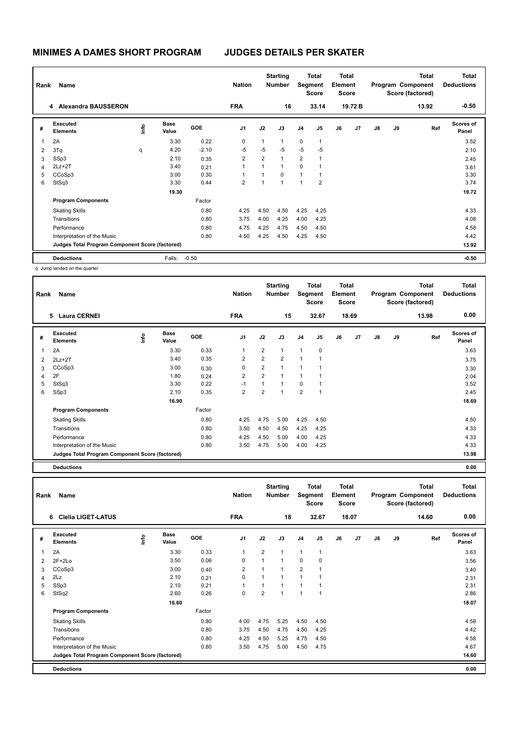# MINIMES A DAMES SHORT PROGRAM — JUDGES DETAILS PER SKATER

| Rank | Name | Nation | Starting Number | Total Segment Score | Total Element Score | Total Program Component Score (factored) | Total Deductions |
|---|---|---|---|---|---|---|---|
| 4 | Alexandra BAUSSERON | FRA | 16 | 33.14 | 19.72 B | 13.92 | -0.50 |

| # | Executed Elements | Info | Base Value | GOE | J1 | J2 | J3 | J4 | J5 | J6 | J7 | J8 | J9 | Ref | Scores of Panel |
|---|---|---|---|---|---|---|---|---|---|---|---|---|---|---|---|
| 1 | 2A | | 3.30 | 0.22 | 0 | 1 | 1 | 0 | 1 | | | | | | 3.52 |
| 2 | 3Tq | q | 4.20 | -2.10 | -5 | -5 | -5 | -5 | -5 | | | | | | 2.10 |
| 3 | SSp3 | | 2.10 | 0.35 | 2 | 2 | 1 | 2 | 1 | | | | | | 2.45 |
| 4 | 2Lz+2T | | 3.40 | 0.21 | 1 | 1 | 1 | 0 | 1 | | | | | | 3.61 |
| 5 | CCoSp3 | | 3.00 | 0.30 | 1 | 1 | 0 | 1 | 1 | | | | | | 3.30 |
| 6 | StSq3 | | 3.30 | 0.44 | 2 | 1 | 1 | 1 | 2 | | | | | | 3.74 |
| | | | 19.30 | | | | | | | | | | | | 19.72 |
| | **Program Components** | | | Factor | | | | | | | | | | | |
| | Skating Skills | | | 0.80 | 4.25 | 4.50 | 4.50 | 4.25 | 4.25 | | | | | | 4.33 |
| | Transitions | | | 0.80 | 3.75 | 4.00 | 4.25 | 4.00 | 4.25 | | | | | | 4.08 |
| | Performance | | | 0.80 | 4.75 | 4.25 | 4.75 | 4.50 | 4.50 | | | | | | 4.58 |
| | Interpretation of the Music | | | 0.80 | 4.50 | 4.25 | 4.50 | 4.25 | 4.50 | | | | | | 4.42 |
| | **Judges Total Program Component Score (factored)** | | | | | | | | | | | | | | 13.92 |
| | **Deductions** | | Falls: | -0.50 | | | | | | | | | | | -0.50 |

q Jump landed on the quarter

| Rank | Name | Nation | Starting Number | Total Segment Score | Total Element Score | Total Program Component Score (factored) | Total Deductions |
|---|---|---|---|---|---|---|---|
| 5 | Laura CERNEI | FRA | 15 | 32.67 | 18.69 | 13.98 | 0.00 |

| # | Executed Elements | Info | Base Value | GOE | J1 | J2 | J3 | J4 | J5 | J6 | J7 | J8 | J9 | Ref | Scores of Panel |
|---|---|---|---|---|---|---|---|---|---|---|---|---|---|---|---|
| 1 | 2A | | 3.30 | 0.33 | 1 | 2 | 1 | 1 | 0 | | | | | | 3.63 |
| 2 | 2Lz+2T | | 3.40 | 0.35 | 2 | 2 | 2 | 1 | 1 | | | | | | 3.75 |
| 3 | CCoSp3 | | 3.00 | 0.30 | 0 | 2 | 1 | 1 | 1 | | | | | | 3.30 |
| 4 | 2F | | 1.80 | 0.24 | 2 | 2 | 1 | 1 | 1 | | | | | | 2.04 |
| 5 | StSq3 | | 3.30 | 0.22 | -1 | 1 | 1 | 0 | 1 | | | | | | 3.52 |
| 6 | SSp3 | | 2.10 | 0.35 | 2 | 2 | 1 | 2 | 1 | | | | | | 2.45 |
| | | | 16.90 | | | | | | | | | | | | 18.69 |
| | **Program Components** | | | Factor | | | | | | | | | | | |
| | Skating Skills | | | 0.80 | 4.25 | 4.75 | 5.00 | 4.25 | 4.50 | | | | | | 4.50 |
| | Transitions | | | 0.80 | 3.50 | 4.50 | 4.50 | 4.25 | 4.25 | | | | | | 4.33 |
| | Performance | | | 0.80 | 4.25 | 4.50 | 5.00 | 4.00 | 4.25 | | | | | | 4.33 |
| | Interpretation of the Music | | | 0.80 | 3.50 | 4.75 | 5.00 | 4.00 | 4.25 | | | | | | 4.33 |
| | **Judges Total Program Component Score (factored)** | | | | | | | | | | | | | | 13.98 |
| | **Deductions** | | | | | | | | | | | | | | 0.00 |

| Rank | Name | Nation | Starting Number | Total Segment Score | Total Element Score | Total Program Component Score (factored) | Total Deductions |
|---|---|---|---|---|---|---|---|
| 6 | Clelia LIGET-LATUS | FRA | 18 | 32.67 | 18.07 | 14.60 | 0.00 |

| # | Executed Elements | Info | Base Value | GOE | J1 | J2 | J3 | J4 | J5 | J6 | J7 | J8 | J9 | Ref | Scores of Panel |
|---|---|---|---|---|---|---|---|---|---|---|---|---|---|---|---|
| 1 | 2A | | 3.30 | 0.33 | 1 | 2 | 1 | 1 | 1 | | | | | | 3.63 |
| 2 | 2F+2Lo | | 3.50 | 0.06 | 0 | 1 | 1 | 0 | 0 | | | | | | 3.56 |
| 3 | CCoSp3 | | 3.00 | 0.40 | 2 | 1 | 1 | 2 | 1 | | | | | | 3.40 |
| 4 | 2Lz | | 2.10 | 0.21 | 0 | 1 | 1 | 1 | 1 | | | | | | 2.31 |
| 5 | SSp3 | | 2.10 | 0.21 | 1 | 1 | 1 | 1 | 1 | | | | | | 2.31 |
| 6 | StSq2 | | 2.60 | 0.26 | 0 | 2 | 1 | 1 | 1 | | | | | | 2.86 |
| | | | 16.60 | | | | | | | | | | | | 18.07 |
| | **Program Components** | | | Factor | | | | | | | | | | | |
| | Skating Skills | | | 0.80 | 4.00 | 4.75 | 5.25 | 4.50 | 4.50 | | | | | | 4.58 |
| | Transitions | | | 0.80 | 3.75 | 4.50 | 4.75 | 4.50 | 4.25 | | | | | | 4.42 |
| | Performance | | | 0.80 | 4.25 | 4.50 | 5.25 | 4.75 | 4.50 | | | | | | 4.58 |
| | Interpretation of the Music | | | 0.80 | 3.50 | 4.75 | 5.00 | 4.50 | 4.75 | | | | | | 4.67 |
| | **Judges Total Program Component Score (factored)** | | | | | | | | | | | | | | 14.60 |
| | **Deductions** | | | | | | | | | | | | | | 0.00 |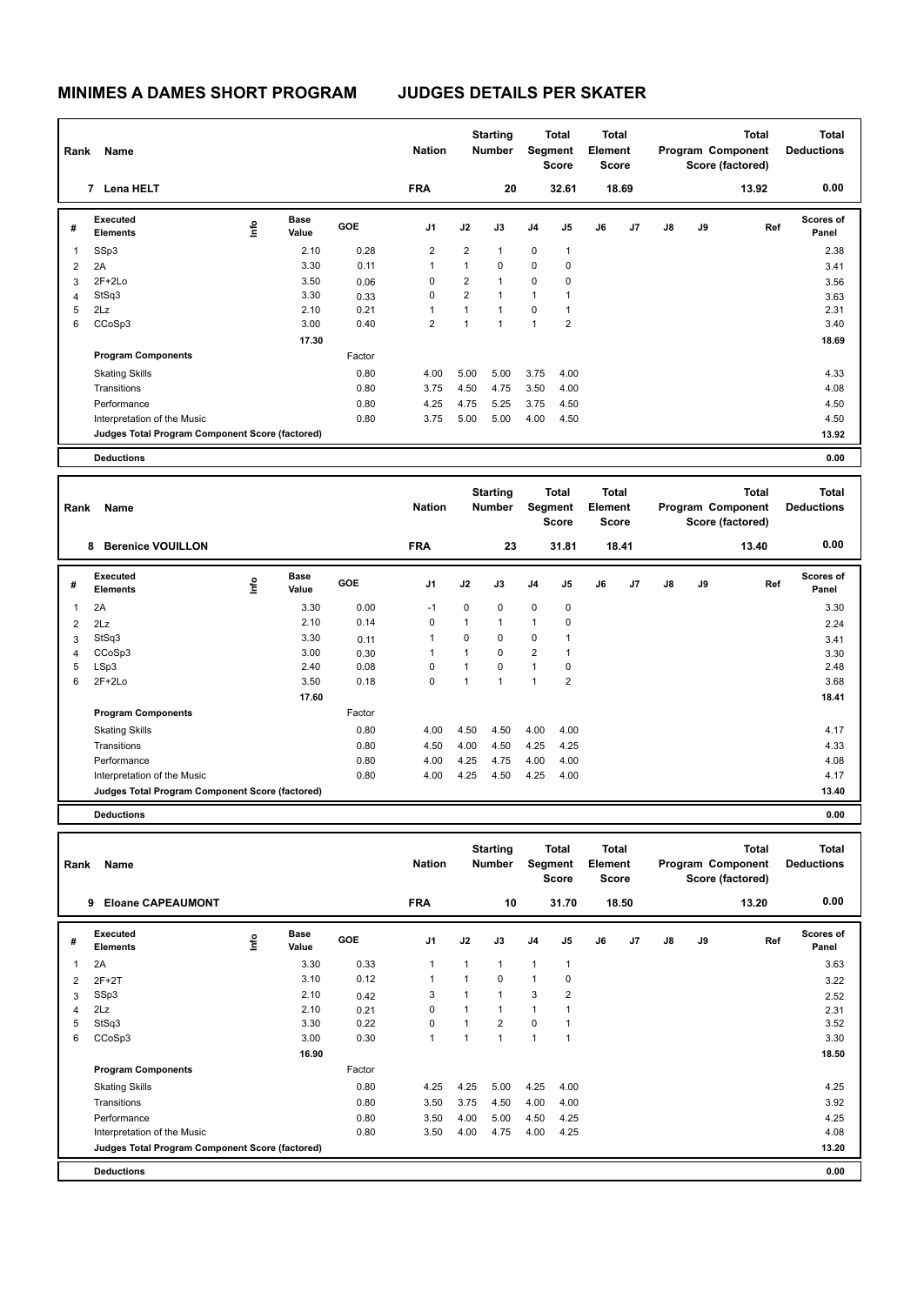# MINIMES A DAMES SHORT PROGRAM    JUDGES DETAILS PER SKATER

| Rank | Name | Nation | Starting Number | Total Segment Score | Total Element Score | Total Program Component Score (factored) | Total Deductions |
|---|---|---|---|---|---|---|---|
| 7 | Lena HELT | FRA | 20 | 32.61 | 18.69 | 13.92 | 0.00 |

| # | Executed Elements | Info | Base Value | GOE | J1 | J2 | J3 | J4 | J5 | J6 | J7 | J8 | J9 | Ref | Scores of Panel |
|---|---|---|---|---|---|---|---|---|---|---|---|---|---|---|---|
| 1 | SSp3 | | 2.10 | 0.28 | 2 | 2 | 1 | 0 | 1 | | | | | | 2.38 |
| 2 | 2A | | 3.30 | 0.11 | 1 | 1 | 0 | 0 | 0 | | | | | | 3.41 |
| 3 | 2F+2Lo | | 3.50 | 0.06 | 0 | 2 | 1 | 0 | 0 | | | | | | 3.56 |
| 4 | StSq3 | | 3.30 | 0.33 | 0 | 2 | 1 | 1 | 1 | | | | | | 3.63 |
| 5 | 2Lz | | 2.10 | 0.21 | 1 | 1 | 1 | 0 | 1 | | | | | | 2.31 |
| 6 | CCoSp3 | | 3.00 | 0.40 | 2 | 1 | 1 | 1 | 2 | | | | | | 3.40 |
| | | | 17.30 | | | | | | | | | | | | 18.69 |
| | **Program Components** | | | Factor | | | | | | | | | | | |
| | Skating Skills | | | 0.80 | 4.00 | 5.00 | 5.00 | 3.75 | 4.00 | | | | | | 4.33 |
| | Transitions | | | 0.80 | 3.75 | 4.50 | 4.75 | 3.50 | 4.00 | | | | | | 4.08 |
| | Performance | | | 0.80 | 4.25 | 4.75 | 5.25 | 3.75 | 4.50 | | | | | | 4.50 |
| | Interpretation of the Music | | | 0.80 | 3.75 | 5.00 | 5.00 | 4.00 | 4.50 | | | | | | 4.50 |
| | **Judges Total Program Component Score (factored)** | | | | | | | | | | | | | | 13.92 |
| | **Deductions** | | | | | | | | | | | | | | 0.00 |

| Rank | Name | Nation | Starting Number | Total Segment Score | Total Element Score | Total Program Component Score (factored) | Total Deductions |
|---|---|---|---|---|---|---|---|
| 8 | Berenice VOUILLON | FRA | 23 | 31.81 | 18.41 | 13.40 | 0.00 |

| # | Executed Elements | Info | Base Value | GOE | J1 | J2 | J3 | J4 | J5 | J6 | J7 | J8 | J9 | Ref | Scores of Panel |
|---|---|---|---|---|---|---|---|---|---|---|---|---|---|---|---|
| 1 | 2A | | 3.30 | 0.00 | -1 | 0 | 0 | 0 | 0 | | | | | | 3.30 |
| 2 | 2Lz | | 2.10 | 0.14 | 0 | 1 | 1 | 1 | 0 | | | | | | 2.24 |
| 3 | StSq3 | | 3.30 | 0.11 | 1 | 0 | 0 | 0 | 1 | | | | | | 3.41 |
| 4 | CCoSp3 | | 3.00 | 0.30 | 1 | 1 | 0 | 2 | 1 | | | | | | 3.30 |
| 5 | LSp3 | | 2.40 | 0.08 | 0 | 1 | 0 | 1 | 0 | | | | | | 2.48 |
| 6 | 2F+2Lo | | 3.50 | 0.18 | 0 | 1 | 1 | 1 | 2 | | | | | | 3.68 |
| | | | 17.60 | | | | | | | | | | | | 18.41 |
| | **Program Components** | | | Factor | | | | | | | | | | | |
| | Skating Skills | | | 0.80 | 4.00 | 4.50 | 4.50 | 4.00 | 4.00 | | | | | | 4.17 |
| | Transitions | | | 0.80 | 4.50 | 4.00 | 4.50 | 4.25 | 4.25 | | | | | | 4.33 |
| | Performance | | | 0.80 | 4.00 | 4.25 | 4.75 | 4.00 | 4.00 | | | | | | 4.08 |
| | Interpretation of the Music | | | 0.80 | 4.00 | 4.25 | 4.50 | 4.25 | 4.00 | | | | | | 4.17 |
| | **Judges Total Program Component Score (factored)** | | | | | | | | | | | | | | 13.40 |
| | **Deductions** | | | | | | | | | | | | | | 0.00 |

| Rank | Name | Nation | Starting Number | Total Segment Score | Total Element Score | Total Program Component Score (factored) | Total Deductions |
|---|---|---|---|---|---|---|---|
| 9 | Eloane CAPEAUMONT | FRA | 10 | 31.70 | 18.50 | 13.20 | 0.00 |

| # | Executed Elements | Info | Base Value | GOE | J1 | J2 | J3 | J4 | J5 | J6 | J7 | J8 | J9 | Ref | Scores of Panel |
|---|---|---|---|---|---|---|---|---|---|---|---|---|---|---|---|
| 1 | 2A | | 3.30 | 0.33 | 1 | 1 | 1 | 1 | 1 | | | | | | 3.63 |
| 2 | 2F+2T | | 3.10 | 0.12 | 1 | 1 | 0 | 1 | 0 | | | | | | 3.22 |
| 3 | SSp3 | | 2.10 | 0.42 | 3 | 1 | 1 | 3 | 2 | | | | | | 2.52 |
| 4 | 2Lz | | 2.10 | 0.21 | 0 | 1 | 1 | 1 | 1 | | | | | | 2.31 |
| 5 | StSq3 | | 3.30 | 0.22 | 0 | 1 | 2 | 0 | 1 | | | | | | 3.52 |
| 6 | CCoSp3 | | 3.00 | 0.30 | 1 | 1 | 1 | 1 | 1 | | | | | | 3.30 |
| | | | 16.90 | | | | | | | | | | | | 18.50 |
| | **Program Components** | | | Factor | | | | | | | | | | | |
| | Skating Skills | | | 0.80 | 4.25 | 4.25 | 5.00 | 4.25 | 4.00 | | | | | | 4.25 |
| | Transitions | | | 0.80 | 3.50 | 3.75 | 4.50 | 4.00 | 4.00 | | | | | | 3.92 |
| | Performance | | | 0.80 | 3.50 | 4.00 | 5.00 | 4.50 | 4.25 | | | | | | 4.25 |
| | Interpretation of the Music | | | 0.80 | 3.50 | 4.00 | 4.75 | 4.00 | 4.25 | | | | | | 4.08 |
| | **Judges Total Program Component Score (factored)** | | | | | | | | | | | | | | 13.20 |
| | **Deductions** | | | | | | | | | | | | | | 0.00 |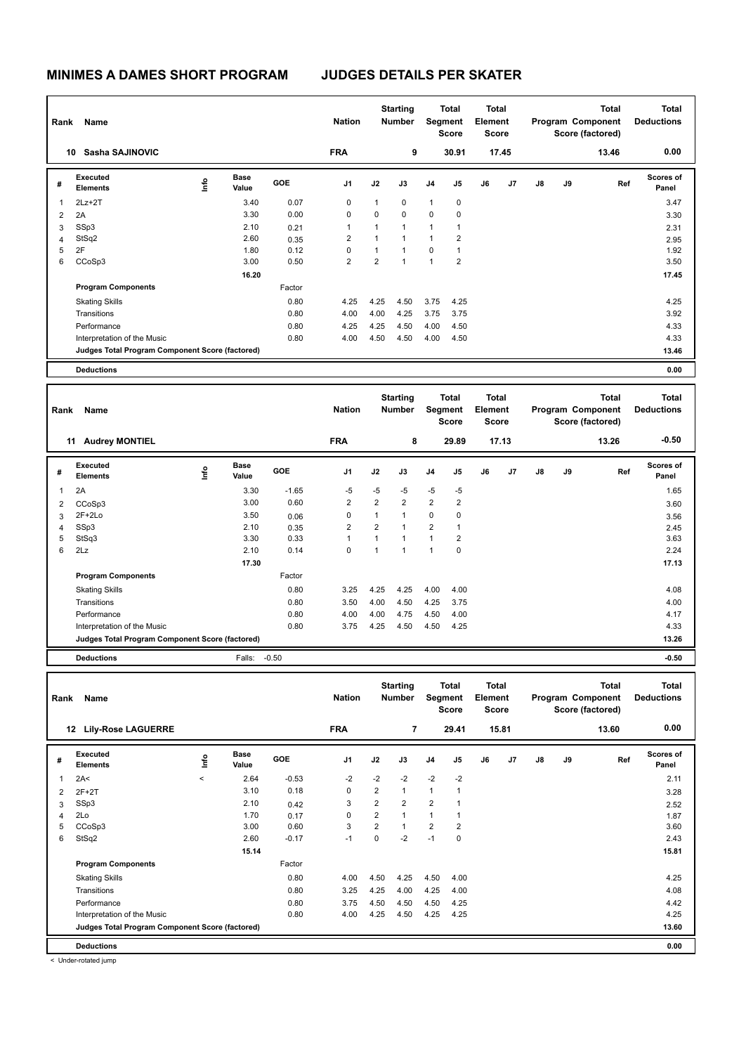# MINIMES A DAMES SHORT PROGRAM — JUDGES DETAILS PER SKATER

| Rank | Name | Nation | Starting Number | Total Segment Score | Total Element Score | Total Program Component Score (factored) | Total Deductions |
|---|---|---|---|---|---|---|---|
| 10 | Sasha SAJINOVIC | FRA | 9 | 30.91 | 17.45 | 13.46 | 0.00 |

| # | Executed Elements | Info | Base Value | GOE | J1 | J2 | J3 | J4 | J5 | J6 | J7 | J8 | J9 | Ref | Scores of Panel |
|---|---|---|---|---|---|---|---|---|---|---|---|---|---|---|---|
| 1 | 2Lz+2T | | 3.40 | 0.07 | 0 | 1 | 0 | 1 | 0 | | | | | | 3.47 |
| 2 | 2A | | 3.30 | 0.00 | 0 | 0 | 0 | 0 | 0 | | | | | | 3.30 |
| 3 | SSp3 | | 2.10 | 0.21 | 1 | 1 | 1 | 1 | 1 | | | | | | 2.31 |
| 4 | StSq2 | | 2.60 | 0.35 | 2 | 1 | 1 | 1 | 2 | | | | | | 2.95 |
| 5 | 2F | | 1.80 | 0.12 | 0 | 1 | 1 | 0 | 1 | | | | | | 1.92 |
| 6 | CCoSp3 | | 3.00 | 0.50 | 2 | 2 | 1 | 1 | 2 | | | | | | 3.50 |
| | | | 16.20 | | | | | | | | | | | | 17.45 |
| | **Program Components** | | | Factor | | | | | | | | | | | |
| | Skating Skills | | | 0.80 | 4.25 | 4.25 | 4.50 | 3.75 | 4.25 | | | | | | 4.25 |
| | Transitions | | | 0.80 | 4.00 | 4.00 | 4.25 | 3.75 | 3.75 | | | | | | 3.92 |
| | Performance | | | 0.80 | 4.25 | 4.25 | 4.50 | 4.00 | 4.50 | | | | | | 4.33 |
| | Interpretation of the Music | | | 0.80 | 4.00 | 4.50 | 4.50 | 4.00 | 4.50 | | | | | | 4.33 |
| | **Judges Total Program Component Score (factored)** | | | | | | | | | | | | | | 13.46 |
| | **Deductions** | | | | | | | | | | | | | | 0.00 |

| Rank | Name | Nation | Starting Number | Total Segment Score | Total Element Score | Total Program Component Score (factored) | Total Deductions |
|---|---|---|---|---|---|---|---|
| 11 | Audrey MONTIEL | FRA | 8 | 29.89 | 17.13 | 13.26 | -0.50 |

| # | Executed Elements | Info | Base Value | GOE | J1 | J2 | J3 | J4 | J5 | J6 | J7 | J8 | J9 | Ref | Scores of Panel |
|---|---|---|---|---|---|---|---|---|---|---|---|---|---|---|---|
| 1 | 2A | | 3.30 | -1.65 | -5 | -5 | -5 | -5 | -5 | | | | | | 1.65 |
| 2 | CCoSp3 | | 3.00 | 0.60 | 2 | 2 | 2 | 2 | 2 | | | | | | 3.60 |
| 3 | 2F+2Lo | | 3.50 | 0.06 | 0 | 1 | 1 | 0 | 0 | | | | | | 3.56 |
| 4 | SSp3 | | 2.10 | 0.35 | 2 | 2 | 1 | 2 | 1 | | | | | | 2.45 |
| 5 | StSq3 | | 3.30 | 0.33 | 1 | 1 | 1 | 1 | 2 | | | | | | 3.63 |
| 6 | 2Lz | | 2.10 | 0.14 | 0 | 1 | 1 | 1 | 0 | | | | | | 2.24 |
| | | | 17.30 | | | | | | | | | | | | 17.13 |
| | **Program Components** | | | Factor | | | | | | | | | | | |
| | Skating Skills | | | 0.80 | 3.25 | 4.25 | 4.25 | 4.00 | 4.00 | | | | | | 4.08 |
| | Transitions | | | 0.80 | 3.50 | 4.00 | 4.50 | 4.25 | 3.75 | | | | | | 4.00 |
| | Performance | | | 0.80 | 4.00 | 4.00 | 4.75 | 4.50 | 4.00 | | | | | | 4.17 |
| | Interpretation of the Music | | | 0.80 | 3.75 | 4.25 | 4.50 | 4.50 | 4.25 | | | | | | 4.33 |
| | **Judges Total Program Component Score (factored)** | | | | | | | | | | | | | | 13.26 |
| | **Deductions** | | Falls: | -0.50 | | | | | | | | | | | -0.50 |

| Rank | Name | Nation | Starting Number | Total Segment Score | Total Element Score | Total Program Component Score (factored) | Total Deductions |
|---|---|---|---|---|---|---|---|
| 12 | Lily-Rose LAGUERRE | FRA | 7 | 29.41 | 15.81 | 13.60 | 0.00 |

| # | Executed Elements | Info | Base Value | GOE | J1 | J2 | J3 | J4 | J5 | J6 | J7 | J8 | J9 | Ref | Scores of Panel |
|---|---|---|---|---|---|---|---|---|---|---|---|---|---|---|---|
| 1 | 2A< | < | 2.64 | -0.53 | -2 | -2 | -2 | -2 | -2 | | | | | | 2.11 |
| 2 | 2F+2T | | 3.10 | 0.18 | 0 | 2 | 1 | 1 | 1 | | | | | | 3.28 |
| 3 | SSp3 | | 2.10 | 0.42 | 3 | 2 | 2 | 2 | 1 | | | | | | 2.52 |
| 4 | 2Lo | | 1.70 | 0.17 | 0 | 2 | 1 | 1 | 1 | | | | | | 1.87 |
| 5 | CCoSp3 | | 3.00 | 0.60 | 3 | 2 | 1 | 2 | 2 | | | | | | 3.60 |
| 6 | StSq2 | | 2.60 | -0.17 | -1 | 0 | -2 | -1 | 0 | | | | | | 2.43 |
| | | | 15.14 | | | | | | | | | | | | 15.81 |
| | **Program Components** | | | Factor | | | | | | | | | | | |
| | Skating Skills | | | 0.80 | 4.00 | 4.50 | 4.25 | 4.50 | 4.00 | | | | | | 4.25 |
| | Transitions | | | 0.80 | 3.25 | 4.25 | 4.00 | 4.25 | 4.00 | | | | | | 4.08 |
| | Performance | | | 0.80 | 3.75 | 4.50 | 4.50 | 4.50 | 4.25 | | | | | | 4.42 |
| | Interpretation of the Music | | | 0.80 | 4.00 | 4.25 | 4.50 | 4.25 | 4.25 | | | | | | 4.25 |
| | **Judges Total Program Component Score (factored)** | | | | | | | | | | | | | | 13.60 |
| | **Deductions** | | | | | | | | | | | | | | 0.00 |

< Under-rotated jump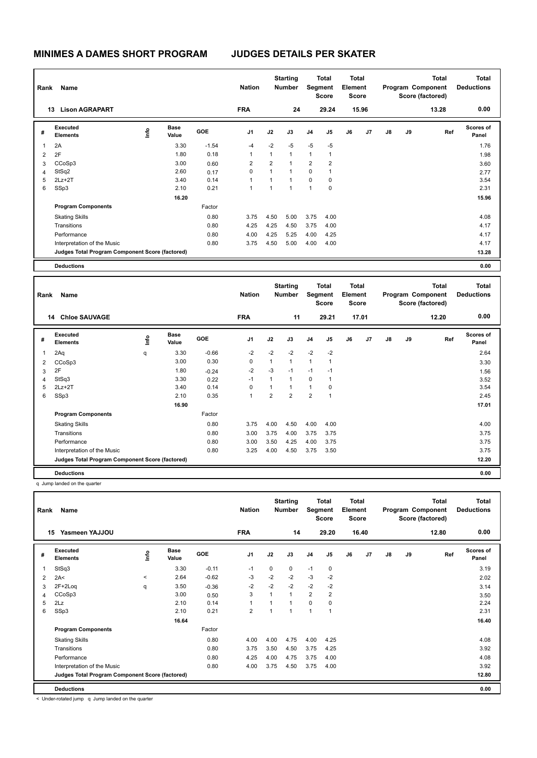# MINIMES A DAMES SHORT PROGRAM

## JUDGES DETAILS PER SKATER

| Rank | Name | Nation | Starting Number | Total Segment Score | Total Element Score | Total Program Component Score (factored) | Total Deductions |
|---|---|---|---|---|---|---|---|
| 13 | Lison AGRAPART | FRA | 24 | 29.24 | 15.96 | 13.28 | 0.00 |

| # | Executed Elements | Info | Base Value | GOE | J1 | J2 | J3 | J4 | J5 | J6 | J7 | J8 | J9 | Ref | Scores of Panel |
|---|---|---|---|---|---|---|---|---|---|---|---|---|---|---|---|
| 1 | 2A | | 3.30 | -1.54 | -4 | -2 | -5 | -5 | -5 | | | | | | 1.76 |
| 2 | 2F | | 1.80 | 0.18 | 1 | 1 | 1 | 1 | 1 | | | | | | 1.98 |
| 3 | CCoSp3 | | 3.00 | 0.60 | 2 | 2 | 1 | 2 | 2 | | | | | | 3.60 |
| 4 | StSq2 | | 2.60 | 0.17 | 0 | 1 | 1 | 0 | 1 | | | | | | 2.77 |
| 5 | 2Lz+2T | | 3.40 | 0.14 | 1 | 1 | 1 | 0 | 0 | | | | | | 3.54 |
| 6 | SSp3 | | 2.10 | 0.21 | 1 | 1 | 1 | 1 | 0 | | | | | | 2.31 |
| | | | 16.20 | | | | | | | | | | | | 15.96 |
| | **Program Components** | | | Factor | | | | | | | | | | | |
| | Skating Skills | | | 0.80 | 3.75 | 4.50 | 5.00 | 3.75 | 4.00 | | | | | | 4.08 |
| | Transitions | | | 0.80 | 4.25 | 4.25 | 4.50 | 3.75 | 4.00 | | | | | | 4.17 |
| | Performance | | | 0.80 | 4.00 | 4.25 | 5.25 | 4.00 | 4.25 | | | | | | 4.17 |
| | Interpretation of the Music | | | 0.80 | 3.75 | 4.50 | 5.00 | 4.00 | 4.00 | | | | | | 4.17 |
| | **Judges Total Program Component Score (factored)** | | | | | | | | | | | | | | 13.28 |
| | **Deductions** | | | | | | | | | | | | | | 0.00 |

| Rank | Name | Nation | Starting Number | Total Segment Score | Total Element Score | Total Program Component Score (factored) | Total Deductions |
|---|---|---|---|---|---|---|---|
| 14 | Chloe SAUVAGE | FRA | 11 | 29.21 | 17.01 | 12.20 | 0.00 |

| # | Executed Elements | Info | Base Value | GOE | J1 | J2 | J3 | J4 | J5 | J6 | J7 | J8 | J9 | Ref | Scores of Panel |
|---|---|---|---|---|---|---|---|---|---|---|---|---|---|---|---|
| 1 | 2Aq | q | 3.30 | -0.66 | -2 | -2 | -2 | -2 | -2 | | | | | | 2.64 |
| 2 | CCoSp3 | | 3.00 | 0.30 | 0 | 1 | 1 | 1 | 1 | | | | | | 3.30 |
| 3 | 2F | | 1.80 | -0.24 | -2 | -3 | -1 | -1 | -1 | | | | | | 1.56 |
| 4 | StSq3 | | 3.30 | 0.22 | -1 | 1 | 1 | 0 | 1 | | | | | | 3.52 |
| 5 | 2Lz+2T | | 3.40 | 0.14 | 0 | 1 | 1 | 1 | 0 | | | | | | 3.54 |
| 6 | SSp3 | | 2.10 | 0.35 | 1 | 2 | 2 | 2 | 1 | | | | | | 2.45 |
| | | | 16.90 | | | | | | | | | | | | 17.01 |
| | **Program Components** | | | Factor | | | | | | | | | | | |
| | Skating Skills | | | 0.80 | 3.75 | 4.00 | 4.50 | 4.00 | 4.00 | | | | | | 4.00 |
| | Transitions | | | 0.80 | 3.00 | 3.75 | 4.00 | 3.75 | 3.75 | | | | | | 3.75 |
| | Performance | | | 0.80 | 3.00 | 3.50 | 4.25 | 4.00 | 3.75 | | | | | | 3.75 |
| | Interpretation of the Music | | | 0.80 | 3.25 | 4.00 | 4.50 | 3.75 | 3.50 | | | | | | 3.75 |
| | **Judges Total Program Component Score (factored)** | | | | | | | | | | | | | | 12.20 |
| | **Deductions** | | | | | | | | | | | | | | 0.00 |

q Jump landed on the quarter

| Rank | Name | Nation | Starting Number | Total Segment Score | Total Element Score | Total Program Component Score (factored) | Total Deductions |
|---|---|---|---|---|---|---|---|
| 15 | Yasmeen YAJJOU | FRA | 14 | 29.20 | 16.40 | 12.80 | 0.00 |

| # | Executed Elements | Info | Base Value | GOE | J1 | J2 | J3 | J4 | J5 | J6 | J7 | J8 | J9 | Ref | Scores of Panel |
|---|---|---|---|---|---|---|---|---|---|---|---|---|---|---|---|
| 1 | StSq3 | | 3.30 | -0.11 | -1 | 0 | 0 | -1 | 0 | | | | | | 3.19 |
| 2 | 2A< | < | 2.64 | -0.62 | -3 | -2 | -2 | -3 | -2 | | | | | | 2.02 |
| 3 | 2F+2Loq | q | 3.50 | -0.36 | -2 | -2 | -2 | -2 | -2 | | | | | | 3.14 |
| 4 | CCoSp3 | | 3.00 | 0.50 | 3 | 1 | 1 | 2 | 2 | | | | | | 3.50 |
| 5 | 2Lz | | 2.10 | 0.14 | 1 | 1 | 1 | 0 | 0 | | | | | | 2.24 |
| 6 | SSp3 | | 2.10 | 0.21 | 2 | 1 | 1 | 1 | 1 | | | | | | 2.31 |
| | | | 16.64 | | | | | | | | | | | | 16.40 |
| | **Program Components** | | | Factor | | | | | | | | | | | |
| | Skating Skills | | | 0.80 | 4.00 | 4.00 | 4.75 | 4.00 | 4.25 | | | | | | 4.08 |
| | Transitions | | | 0.80 | 3.75 | 3.50 | 4.50 | 3.75 | 4.25 | | | | | | 3.92 |
| | Performance | | | 0.80 | 4.25 | 4.00 | 4.75 | 3.75 | 4.00 | | | | | | 4.08 |
| | Interpretation of the Music | | | 0.80 | 4.00 | 3.75 | 4.50 | 3.75 | 4.00 | | | | | | 3.92 |
| | **Judges Total Program Component Score (factored)** | | | | | | | | | | | | | | 12.80 |
| | **Deductions** | | | | | | | | | | | | | | 0.00 |

< Under-rotated jump q Jump landed on the quarter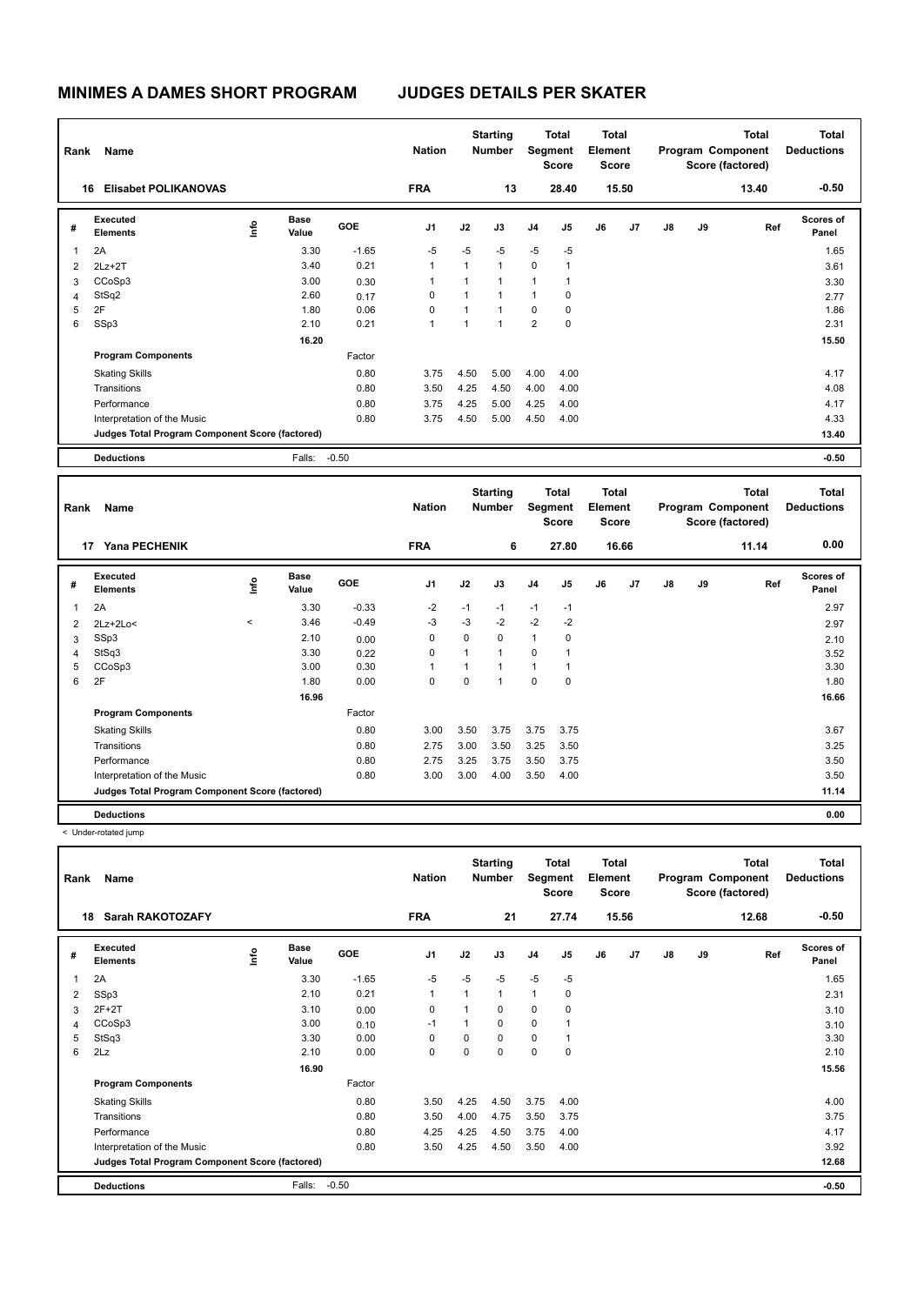# MINIMES A DAMES SHORT PROGRAM

## JUDGES DETAILS PER SKATER

| Rank | Name | Nation | Starting Number | Total Segment Score | Total Element Score | Total Program Component Score (factored) | Total Deductions |
|---|---|---|---|---|---|---|---|
| 16 | Elisabet POLIKANOVAS | FRA | 13 | 28.40 | 15.50 | 13.40 | -0.50 |

| # | Executed Elements | Info | Base Value | GOE | J1 | J2 | J3 | J4 | J5 | J6 | J7 | J8 | J9 | Ref | Scores of Panel |
|---|---|---|---|---|---|---|---|---|---|---|---|---|---|---|---|
| 1 | 2A | | 3.30 | -1.65 | -5 | -5 | -5 | -5 | -5 | | | | | | 1.65 |
| 2 | 2Lz+2T | | 3.40 | 0.21 | 1 | 1 | 1 | 0 | 1 | | | | | | 3.61 |
| 3 | CCoSp3 | | 3.00 | 0.30 | 1 | 1 | 1 | 1 | 1 | | | | | | 3.30 |
| 4 | StSq2 | | 2.60 | 0.17 | 0 | 1 | 1 | 1 | 0 | | | | | | 2.77 |
| 5 | 2F | | 1.80 | 0.06 | 0 | 1 | 1 | 0 | 0 | | | | | | 1.86 |
| 6 | SSp3 | | 2.10 | 0.21 | 1 | 1 | 1 | 2 | 0 | | | | | | 2.31 |
| | | | 16.20 | | | | | | | | | | | | 15.50 |
| | **Program Components** | | | Factor | | | | | | | | | | | |
| | Skating Skills | | | 0.80 | 3.75 | 4.50 | 5.00 | 4.00 | 4.00 | | | | | | 4.17 |
| | Transitions | | | 0.80 | 3.50 | 4.25 | 4.50 | 4.00 | 4.00 | | | | | | 4.08 |
| | Performance | | | 0.80 | 3.75 | 4.25 | 5.00 | 4.25 | 4.00 | | | | | | 4.17 |
| | Interpretation of the Music | | | 0.80 | 3.75 | 4.50 | 5.00 | 4.50 | 4.00 | | | | | | 4.33 |
| | **Judges Total Program Component Score (factored)** | | | | | | | | | | | | | | 13.40 |
| | **Deductions** | | Falls: | -0.50 | | | | | | | | | | | -0.50 |

| Rank | Name | Nation | Starting Number | Total Segment Score | Total Element Score | Total Program Component Score (factored) | Total Deductions |
|---|---|---|---|---|---|---|---|
| 17 | Yana PECHENIK | FRA | 6 | 27.80 | 16.66 | 11.14 | 0.00 |

| # | Executed Elements | Info | Base Value | GOE | J1 | J2 | J3 | J4 | J5 | J6 | J7 | J8 | J9 | Ref | Scores of Panel |
|---|---|---|---|---|---|---|---|---|---|---|---|---|---|---|---|
| 1 | 2A | | 3.30 | -0.33 | -2 | -1 | -1 | -1 | -1 | | | | | | 2.97 |
| 2 | 2Lz+2Lo< | < | 3.46 | -0.49 | -3 | -3 | -2 | -2 | -2 | | | | | | 2.97 |
| 3 | SSp3 | | 2.10 | 0.00 | 0 | 0 | 0 | 1 | 0 | | | | | | 2.10 |
| 4 | StSq3 | | 3.30 | 0.22 | 0 | 1 | 1 | 0 | 1 | | | | | | 3.52 |
| 5 | CCoSp3 | | 3.00 | 0.30 | 1 | 1 | 1 | 1 | 1 | | | | | | 3.30 |
| 6 | 2F | | 1.80 | 0.00 | 0 | 0 | 1 | 0 | 0 | | | | | | 1.80 |
| | | | 16.96 | | | | | | | | | | | | 16.66 |
| | **Program Components** | | | Factor | | | | | | | | | | | |
| | Skating Skills | | | 0.80 | 3.00 | 3.50 | 3.75 | 3.75 | 3.75 | | | | | | 3.67 |
| | Transitions | | | 0.80 | 2.75 | 3.00 | 3.50 | 3.25 | 3.50 | | | | | | 3.25 |
| | Performance | | | 0.80 | 2.75 | 3.25 | 3.75 | 3.50 | 3.75 | | | | | | 3.50 |
| | Interpretation of the Music | | | 0.80 | 3.00 | 3.00 | 4.00 | 3.50 | 4.00 | | | | | | 3.50 |
| | **Judges Total Program Component Score (factored)** | | | | | | | | | | | | | | 11.14 |
| | **Deductions** | | | | | | | | | | | | | | 0.00 |

< Under-rotated jump

| Rank | Name | Nation | Starting Number | Total Segment Score | Total Element Score | Total Program Component Score (factored) | Total Deductions |
|---|---|---|---|---|---|---|---|
| 18 | Sarah RAKOTOZAFY | FRA | 21 | 27.74 | 15.56 | 12.68 | -0.50 |

| # | Executed Elements | Info | Base Value | GOE | J1 | J2 | J3 | J4 | J5 | J6 | J7 | J8 | J9 | Ref | Scores of Panel |
|---|---|---|---|---|---|---|---|---|---|---|---|---|---|---|---|
| 1 | 2A | | 3.30 | -1.65 | -5 | -5 | -5 | -5 | -5 | | | | | | 1.65 |
| 2 | SSp3 | | 2.10 | 0.21 | 1 | 1 | 1 | 1 | 0 | | | | | | 2.31 |
| 3 | 2F+2T | | 3.10 | 0.00 | 0 | 1 | 0 | 0 | 0 | | | | | | 3.10 |
| 4 | CCoSp3 | | 3.00 | 0.10 | -1 | 1 | 0 | 0 | 1 | | | | | | 3.10 |
| 5 | StSq3 | | 3.30 | 0.00 | 0 | 0 | 0 | 0 | 1 | | | | | | 3.30 |
| 6 | 2Lz | | 2.10 | 0.00 | 0 | 0 | 0 | 0 | 0 | | | | | | 2.10 |
| | | | 16.90 | | | | | | | | | | | | 15.56 |
| | **Program Components** | | | Factor | | | | | | | | | | | |
| | Skating Skills | | | 0.80 | 3.50 | 4.25 | 4.50 | 3.75 | 4.00 | | | | | | 4.00 |
| | Transitions | | | 0.80 | 3.50 | 4.00 | 4.75 | 3.50 | 3.75 | | | | | | 3.75 |
| | Performance | | | 0.80 | 4.25 | 4.25 | 4.50 | 3.75 | 4.00 | | | | | | 4.17 |
| | Interpretation of the Music | | | 0.80 | 3.50 | 4.25 | 4.50 | 3.50 | 4.00 | | | | | | 3.92 |
| | **Judges Total Program Component Score (factored)** | | | | | | | | | | | | | | 12.68 |
| | **Deductions** | | Falls: | -0.50 | | | | | | | | | | | -0.50 |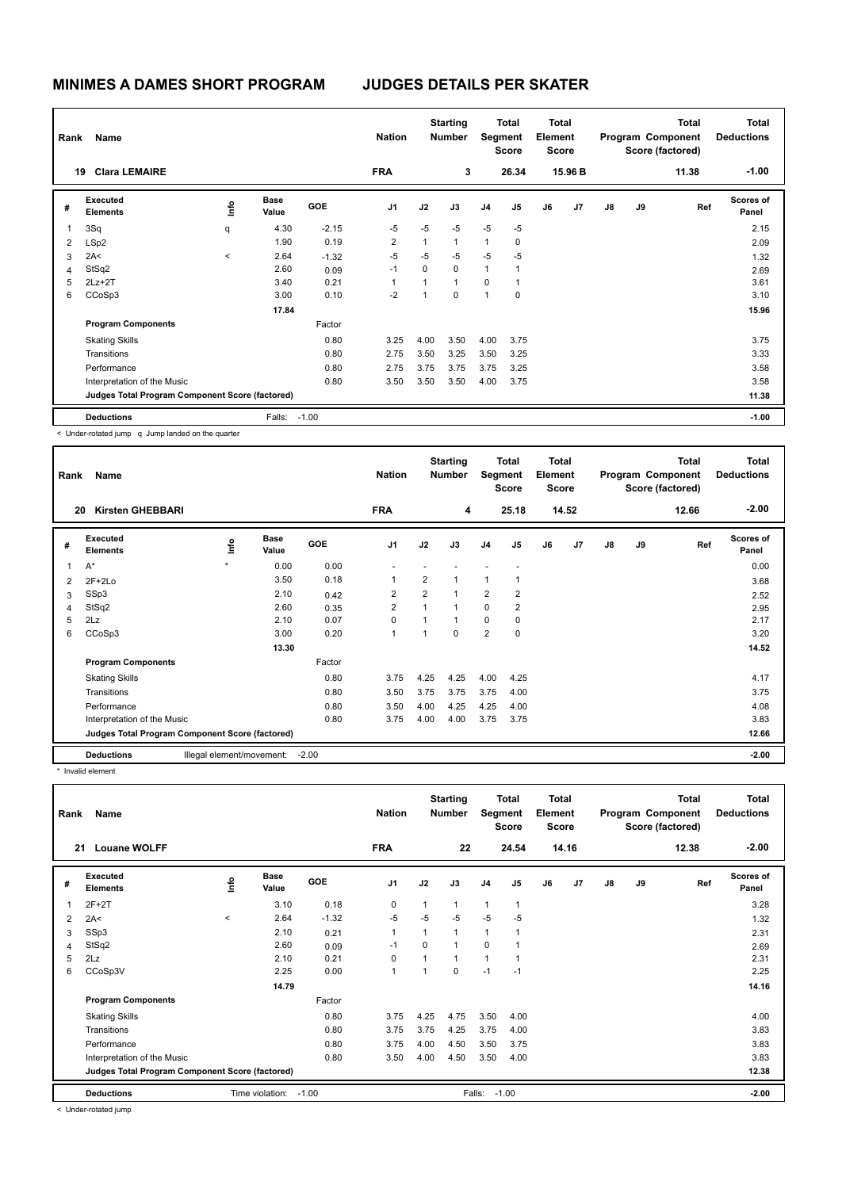# MINIMES A DAMES SHORT PROGRAM

## JUDGES DETAILS PER SKATER

| Rank | Name | Nation | Starting Number | Total Segment Score | Total Element Score | Total Program Component Score (factored) | Total Deductions |
|---|---|---|---|---|---|---|---|
| 19 | Clara LEMAIRE | FRA | 3 | 26.34 | 15.96 B | 11.38 | -1.00 |

| # | Executed Elements | Info | Base Value | GOE | J1 | J2 | J3 | J4 | J5 | J6 | J7 | J8 | J9 | Ref | Scores of Panel |
|---|---|---|---|---|---|---|---|---|---|---|---|---|---|---|---|
| 1 | 3Sq | q | 4.30 | -2.15 | -5 | -5 | -5 | -5 | -5 | | | | | | 2.15 |
| 2 | LSp2 | | 1.90 | 0.19 | 2 | 1 | 1 | 1 | 0 | | | | | | 2.09 |
| 3 | 2A< | < | 2.64 | -1.32 | -5 | -5 | -5 | -5 | -5 | | | | | | 1.32 |
| 4 | StSq2 | | 2.60 | 0.09 | -1 | 0 | 0 | 1 | 1 | | | | | | 2.69 |
| 5 | 2Lz+2T | | 3.40 | 0.21 | 1 | 1 | 1 | 0 | 1 | | | | | | 3.61 |
| 6 | CCoSp3 | | 3.00 | 0.10 | -2 | 1 | 0 | 1 | 0 | | | | | | 3.10 |
| | | | 17.84 | | | | | | | | | | | | 15.96 |
| | **Program Components** | | | Factor | | | | | | | | | | | |
| | Skating Skills | | | 0.80 | 3.25 | 4.00 | 3.50 | 4.00 | 3.75 | | | | | | 3.75 |
| | Transitions | | | 0.80 | 2.75 | 3.50 | 3.25 | 3.50 | 3.25 | | | | | | 3.33 |
| | Performance | | | 0.80 | 2.75 | 3.75 | 3.75 | 3.75 | 3.25 | | | | | | 3.58 |
| | Interpretation of the Music | | | 0.80 | 3.50 | 3.50 | 3.50 | 4.00 | 3.75 | | | | | | 3.58 |
| | **Judges Total Program Component Score (factored)** | | | | | | | | | | | | | | 11.38 |
| | **Deductions** | | Falls: | -1.00 | | | | | | | | | | | -1.00 |

< Under-rotated jump q Jump landed on the quarter

| Rank | Name | Nation | Starting Number | Total Segment Score | Total Element Score | Total Program Component Score (factored) | Total Deductions |
|---|---|---|---|---|---|---|---|
| 20 | Kirsten GHEBBARI | FRA | 4 | 25.18 | 14.52 | 12.66 | -2.00 |

| # | Executed Elements | Info | Base Value | GOE | J1 | J2 | J3 | J4 | J5 | J6 | J7 | J8 | J9 | Ref | Scores of Panel |
|---|---|---|---|---|---|---|---|---|---|---|---|---|---|---|---|
| 1 | A* | * | 0.00 | 0.00 | - | - | - | - | - | | | | | | 0.00 |
| 2 | 2F+2Lo | | 3.50 | 0.18 | 1 | 2 | 1 | 1 | 1 | | | | | | 3.68 |
| 3 | SSp3 | | 2.10 | 0.42 | 2 | 2 | 1 | 2 | 2 | | | | | | 2.52 |
| 4 | StSq2 | | 2.60 | 0.35 | 2 | 1 | 1 | 0 | 2 | | | | | | 2.95 |
| 5 | 2Lz | | 2.10 | 0.07 | 0 | 1 | 1 | 0 | 0 | | | | | | 2.17 |
| 6 | CCoSp3 | | 3.00 | 0.20 | 1 | 1 | 0 | 2 | 0 | | | | | | 3.20 |
| | | | 13.30 | | | | | | | | | | | | 14.52 |
| | **Program Components** | | | Factor | | | | | | | | | | | |
| | Skating Skills | | | 0.80 | 3.75 | 4.25 | 4.25 | 4.00 | 4.25 | | | | | | 4.17 |
| | Transitions | | | 0.80 | 3.50 | 3.75 | 3.75 | 3.75 | 4.00 | | | | | | 3.75 |
| | Performance | | | 0.80 | 3.50 | 4.00 | 4.25 | 4.25 | 4.00 | | | | | | 4.08 |
| | Interpretation of the Music | | | 0.80 | 3.75 | 4.00 | 4.00 | 3.75 | 3.75 | | | | | | 3.83 |
| | **Judges Total Program Component Score (factored)** | | | | | | | | | | | | | | 12.66 |
| | **Deductions** | Illegal element/movement: | | -2.00 | | | | | | | | | | | -2.00 |

* Invalid element

| Rank | Name | Nation | Starting Number | Total Segment Score | Total Element Score | Total Program Component Score (factored) | Total Deductions |
|---|---|---|---|---|---|---|---|
| 21 | Louane WOLFF | FRA | 22 | 24.54 | 14.16 | 12.38 | -2.00 |

| # | Executed Elements | Info | Base Value | GOE | J1 | J2 | J3 | J4 | J5 | J6 | J7 | J8 | J9 | Ref | Scores of Panel |
|---|---|---|---|---|---|---|---|---|---|---|---|---|---|---|---|
| 1 | 2F+2T | | 3.10 | 0.18 | 0 | 1 | 1 | 1 | 1 | | | | | | 3.28 |
| 2 | 2A< | < | 2.64 | -1.32 | -5 | -5 | -5 | -5 | -5 | | | | | | 1.32 |
| 3 | SSp3 | | 2.10 | 0.21 | 1 | 1 | 1 | 1 | 1 | | | | | | 2.31 |
| 4 | StSq2 | | 2.60 | 0.09 | -1 | 0 | 1 | 0 | 1 | | | | | | 2.69 |
| 5 | 2Lz | | 2.10 | 0.21 | 0 | 1 | 1 | 1 | 1 | | | | | | 2.31 |
| 6 | CCoSp3V | | 2.25 | 0.00 | 1 | 1 | 0 | -1 | -1 | | | | | | 2.25 |
| | | | 14.79 | | | | | | | | | | | | 14.16 |
| | **Program Components** | | | Factor | | | | | | | | | | | |
| | Skating Skills | | | 0.80 | 3.75 | 4.25 | 4.75 | 3.50 | 4.00 | | | | | | 4.00 |
| | Transitions | | | 0.80 | 3.75 | 3.75 | 4.25 | 3.75 | 4.00 | | | | | | 3.83 |
| | Performance | | | 0.80 | 3.75 | 4.00 | 4.50 | 3.50 | 3.75 | | | | | | 3.83 |
| | Interpretation of the Music | | | 0.80 | 3.50 | 4.00 | 4.50 | 3.50 | 4.00 | | | | | | 3.83 |
| | **Judges Total Program Component Score (factored)** | | | | | | | | | | | | | | 12.38 |
| | **Deductions** | Time violation: | | -1.00 | | | Falls: | -1.00 | | | | | | | -2.00 |

< Under-rotated jump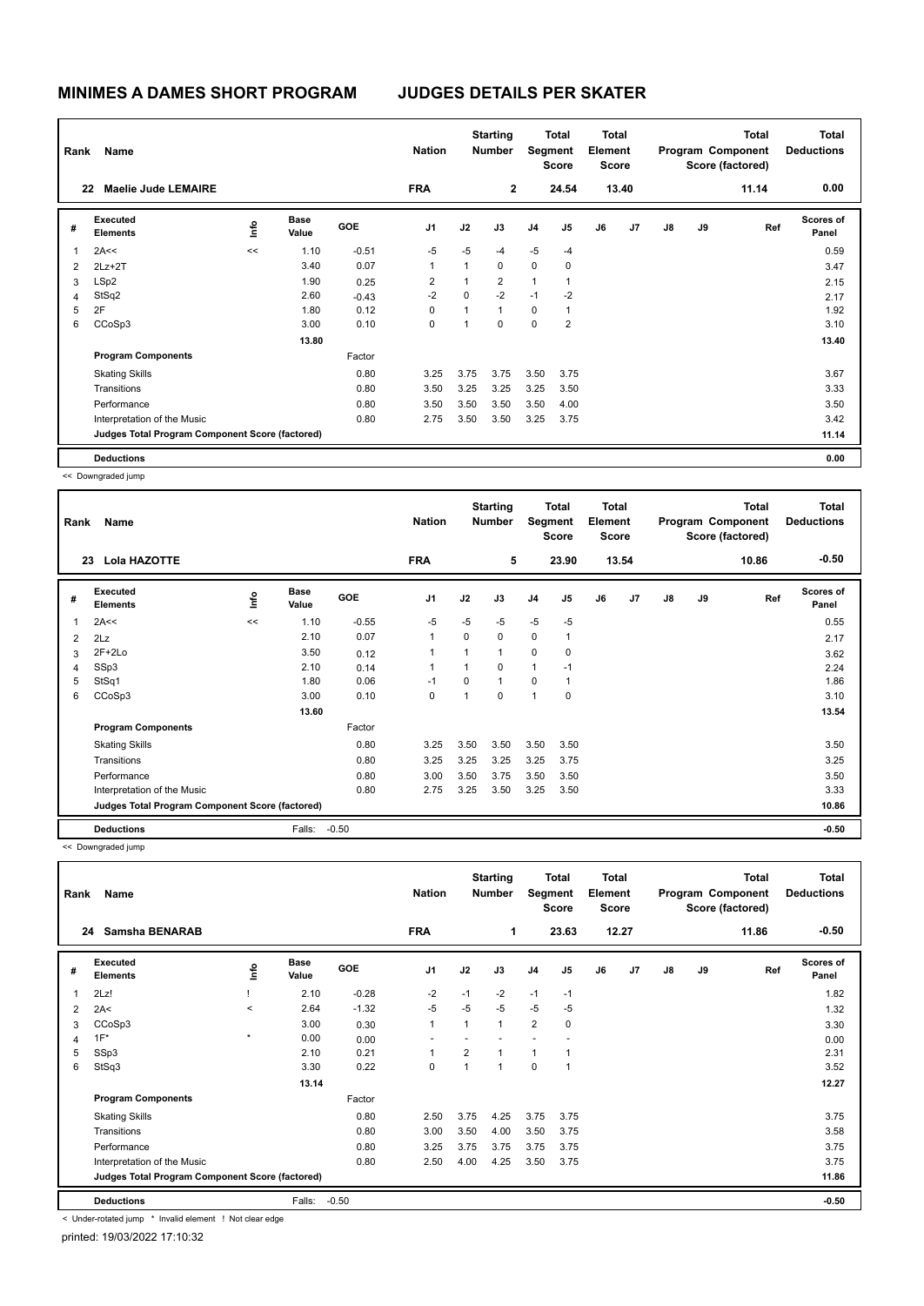# MINIMES A DAMES SHORT PROGRAM

## JUDGES DETAILS PER SKATER

| Rank | Name | Nation | Starting Number | Total Segment Score | Total Element Score | Total Program Component Score (factored) | Total Deductions |
|---|---|---|---|---|---|---|---|
| 22 | Maelie Jude LEMAIRE | FRA | 2 | 24.54 | 13.40 | 11.14 | 0.00 |

| # | Executed Elements | Info | Base Value | GOE | J1 | J2 | J3 | J4 | J5 | J6 | J7 | J8 | J9 | Ref | Scores of Panel |
|---|---|---|---|---|---|---|---|---|---|---|---|---|---|---|---|
| 1 | 2A<< | << | 1.10 | -0.51 | -5 | -5 | -4 | -5 | -4 | | | | | | 0.59 |
| 2 | 2Lz+2T | | 3.40 | 0.07 | 1 | 1 | 0 | 0 | 0 | | | | | | 3.47 |
| 3 | LSp2 | | 1.90 | 0.25 | 2 | 1 | 2 | 1 | 1 | | | | | | 2.15 |
| 4 | StSq2 | | 2.60 | -0.43 | -2 | 0 | -2 | -1 | -2 | | | | | | 2.17 |
| 5 | 2F | | 1.80 | 0.12 | 0 | 1 | 1 | 0 | 1 | | | | | | 1.92 |
| 6 | CCoSp3 | | 3.00 | 0.10 | 0 | 1 | 0 | 0 | 2 | | | | | | 3.10 |
| | | | 13.80 | | | | | | | | | | | | 13.40 |
| | **Program Components** | | | Factor | | | | | | | | | | | |
| | Skating Skills | | | 0.80 | 3.25 | 3.75 | 3.75 | 3.50 | 3.75 | | | | | | 3.67 |
| | Transitions | | | 0.80 | 3.50 | 3.25 | 3.25 | 3.25 | 3.50 | | | | | | 3.33 |
| | Performance | | | 0.80 | 3.50 | 3.50 | 3.50 | 3.50 | 4.00 | | | | | | 3.50 |
| | Interpretation of the Music | | | 0.80 | 2.75 | 3.50 | 3.50 | 3.25 | 3.75 | | | | | | 3.42 |
| | **Judges Total Program Component Score (factored)** | | | | | | | | | | | | | | 11.14 |
| | **Deductions** | | | | | | | | | | | | | | 0.00 |

<< Downgraded jump

| Rank | Name | Nation | Starting Number | Total Segment Score | Total Element Score | Total Program Component Score (factored) | Total Deductions |
|---|---|---|---|---|---|---|---|
| 23 | Lola HAZOTTE | FRA | 5 | 23.90 | 13.54 | 10.86 | -0.50 |

| # | Executed Elements | Info | Base Value | GOE | J1 | J2 | J3 | J4 | J5 | J6 | J7 | J8 | J9 | Ref | Scores of Panel |
|---|---|---|---|---|---|---|---|---|---|---|---|---|---|---|---|
| 1 | 2A<< | << | 1.10 | -0.55 | -5 | -5 | -5 | -5 | -5 | | | | | | 0.55 |
| 2 | 2Lz | | 2.10 | 0.07 | 1 | 0 | 0 | 0 | 1 | | | | | | 2.17 |
| 3 | 2F+2Lo | | 3.50 | 0.12 | 1 | 1 | 1 | 0 | 0 | | | | | | 3.62 |
| 4 | SSp3 | | 2.10 | 0.14 | 1 | 1 | 0 | 1 | -1 | | | | | | 2.24 |
| 5 | StSq1 | | 1.80 | 0.06 | -1 | 0 | 1 | 0 | 1 | | | | | | 1.86 |
| 6 | CCoSp3 | | 3.00 | 0.10 | 0 | 1 | 0 | 1 | 0 | | | | | | 3.10 |
| | | | 13.60 | | | | | | | | | | | | 13.54 |
| | **Program Components** | | | Factor | | | | | | | | | | | |
| | Skating Skills | | | 0.80 | 3.25 | 3.50 | 3.50 | 3.50 | 3.50 | | | | | | 3.50 |
| | Transitions | | | 0.80 | 3.25 | 3.25 | 3.25 | 3.25 | 3.75 | | | | | | 3.25 |
| | Performance | | | 0.80 | 3.00 | 3.50 | 3.75 | 3.50 | 3.50 | | | | | | 3.50 |
| | Interpretation of the Music | | | 0.80 | 2.75 | 3.25 | 3.50 | 3.25 | 3.50 | | | | | | 3.33 |
| | **Judges Total Program Component Score (factored)** | | | | | | | | | | | | | | 10.86 |
| | **Deductions** | | Falls: | -0.50 | | | | | | | | | | | -0.50 |

<< Downgraded jump

| Rank | Name | Nation | Starting Number | Total Segment Score | Total Element Score | Total Program Component Score (factored) | Total Deductions |
|---|---|---|---|---|---|---|---|
| 24 | Samsha BENARAB | FRA | 1 | 23.63 | 12.27 | 11.86 | -0.50 |

| # | Executed Elements | Info | Base Value | GOE | J1 | J2 | J3 | J4 | J5 | J6 | J7 | J8 | J9 | Ref | Scores of Panel |
|---|---|---|---|---|---|---|---|---|---|---|---|---|---|---|---|
| 1 | 2Lz! | ! | 2.10 | -0.28 | -2 | -1 | -2 | -1 | -1 | | | | | | 1.82 |
| 2 | 2A< | < | 2.64 | -1.32 | -5 | -5 | -5 | -5 | -5 | | | | | | 1.32 |
| 3 | CCoSp3 | | 3.00 | 0.30 | 1 | 1 | 1 | 2 | 0 | | | | | | 3.30 |
| 4 | 1F* | * | 0.00 | 0.00 | - | - | - | - | - | | | | | | 0.00 |
| 5 | SSp3 | | 2.10 | 0.21 | 1 | 2 | 1 | 1 | 1 | | | | | | 2.31 |
| 6 | StSq3 | | 3.30 | 0.22 | 0 | 1 | 1 | 0 | 1 | | | | | | 3.52 |
| | | | 13.14 | | | | | | | | | | | | 12.27 |
| | **Program Components** | | | Factor | | | | | | | | | | | |
| | Skating Skills | | | 0.80 | 2.50 | 3.75 | 4.25 | 3.75 | 3.75 | | | | | | 3.75 |
| | Transitions | | | 0.80 | 3.00 | 3.50 | 4.00 | 3.50 | 3.75 | | | | | | 3.58 |
| | Performance | | | 0.80 | 3.25 | 3.75 | 3.75 | 3.75 | 3.75 | | | | | | 3.75 |
| | Interpretation of the Music | | | 0.80 | 2.50 | 4.00 | 4.25 | 3.50 | 3.75 | | | | | | 3.75 |
| | **Judges Total Program Component Score (factored)** | | | | | | | | | | | | | | 11.86 |
| | **Deductions** | | Falls: | -0.50 | | | | | | | | | | | -0.50 |

< Under-rotated jump * Invalid element ! Not clear edge

printed: 19/03/2022 17:10:32